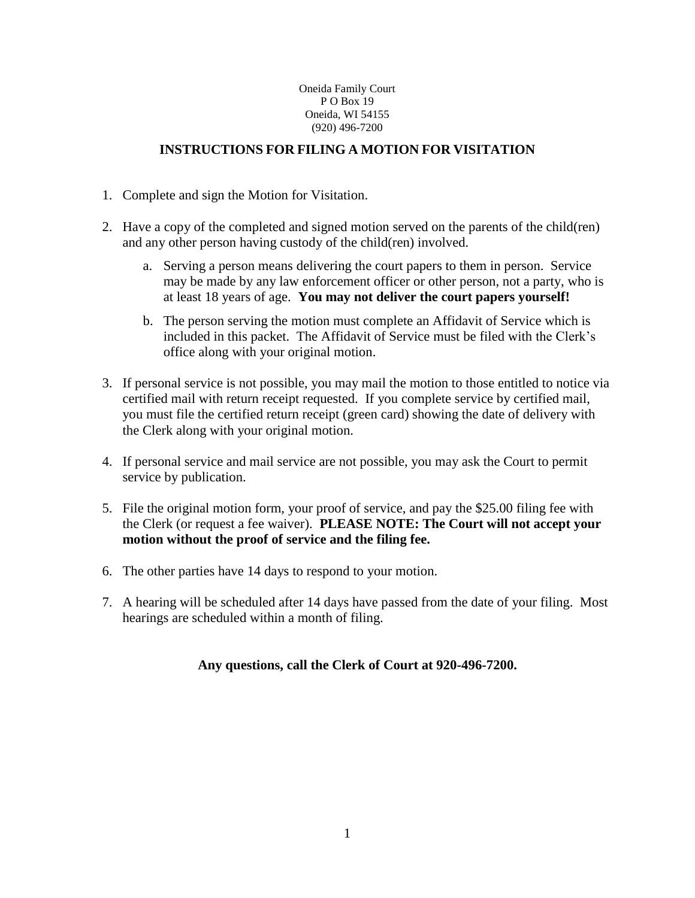Oneida Family Court  
P O Box 19  
Oneida, WI 54155  
(920) 496-7200

## INSTRUCTIONS FOR FILING A MOTION FOR VISITATION

1. Complete and sign the Motion for Visitation.

2. Have a copy of the completed and signed motion served on the parents of the child(ren) and any other person having custody of the child(ren) involved.

   a. Serving a person means delivering the court papers to them in person. Service may be made by any law enforcement officer or other person, not a party, who is at least 18 years of age. **You may not deliver the court papers yourself!**

   b. The person serving the motion must complete an Affidavit of Service which is included in this packet. The Affidavit of Service must be filed with the Clerk's office along with your original motion.

3. If personal service is not possible, you may mail the motion to those entitled to notice via certified mail with return receipt requested. If you complete service by certified mail, you must file the certified return receipt (green card) showing the date of delivery with the Clerk along with your original motion.

4. If personal service and mail service are not possible, you may ask the Court to permit service by publication.

5. File the original motion form, your proof of service, and pay the $25.00 filing fee with the Clerk (or request a fee waiver). **PLEASE NOTE: The Court will not accept your motion without the proof of service and the filing fee.**

6. The other parties have 14 days to respond to your motion.

7. A hearing will be scheduled after 14 days have passed from the date of your filing. Most hearings are scheduled within a month of filing.

**Any questions, call the Clerk of Court at 920-496-7200.**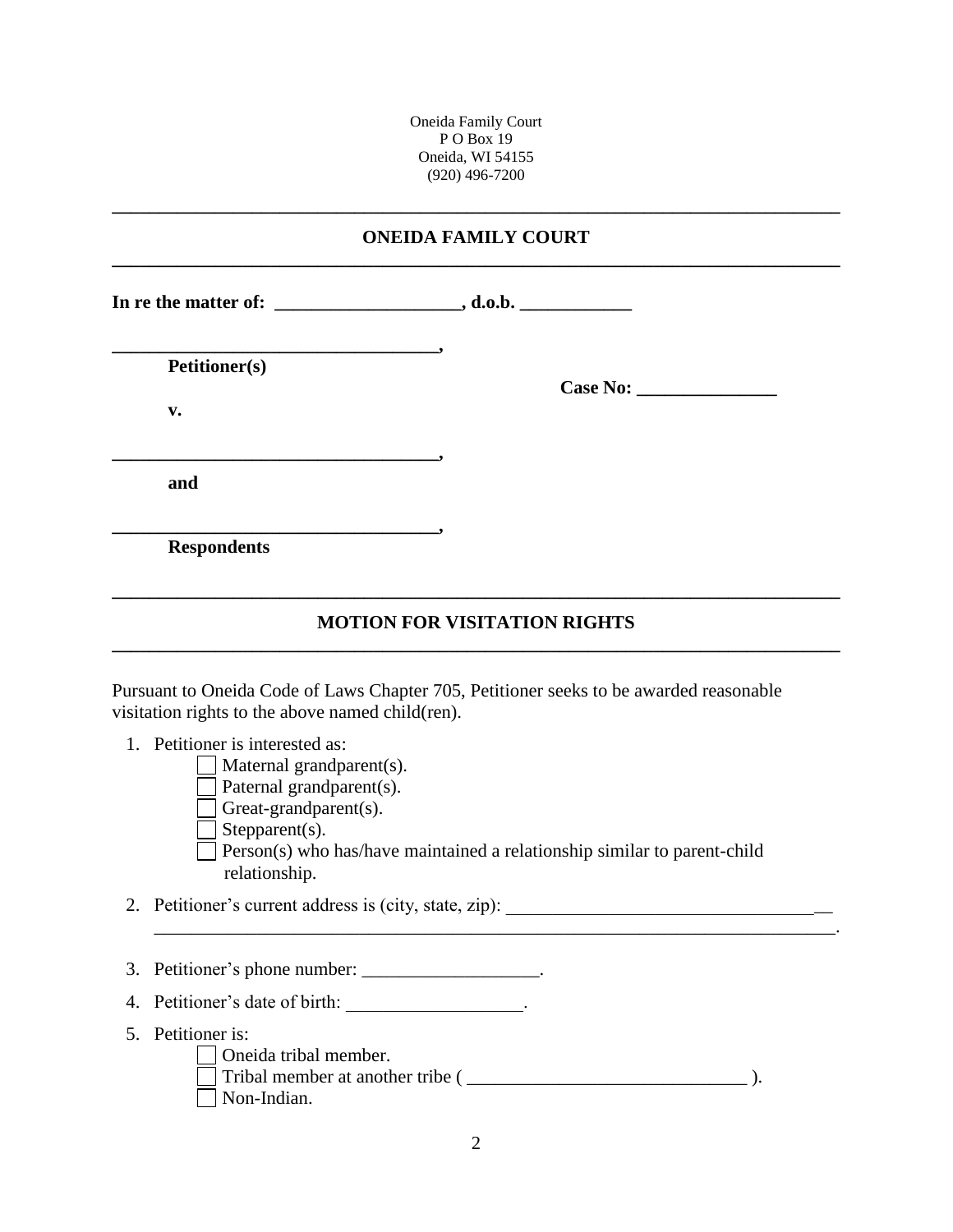Oneida Family Court
P O Box 19
Oneida, WI 54155
(920) 496-7200

---

## ONEIDA FAMILY COURT

---

**In re the matter of: ____________________, d.o.b. ____________**

**__________________________________,**
**Petitioner(s)**

**Case No: _______________**

**v.**

**__________________________________,**
**and**

**__________________________________,**
**Respondents**

---

## MOTION FOR VISITATION RIGHTS

---

Pursuant to Oneida Code of Laws Chapter 705, Petitioner seeks to be awarded reasonable visitation rights to the above named child(ren).

1. Petitioner is interested as:
   - ☐ Maternal grandparent(s).
   - ☐ Paternal grandparent(s).
   - ☐ Great-grandparent(s).
   - ☐ Stepparent(s).
   - ☐ Person(s) who has/have maintained a relationship similar to parent-child relationship.
2. Petitioner's current address is (city, state, zip): ____________________________________ ______________________________________________________________________________.
3. Petitioner's phone number: ___________________.
4. Petitioner's date of birth: ___________________.
5. Petitioner is:
   - ☐ Oneida tribal member.
   - ☐ Tribal member at another tribe ( ______________________________ ).
   - ☐ Non-Indian.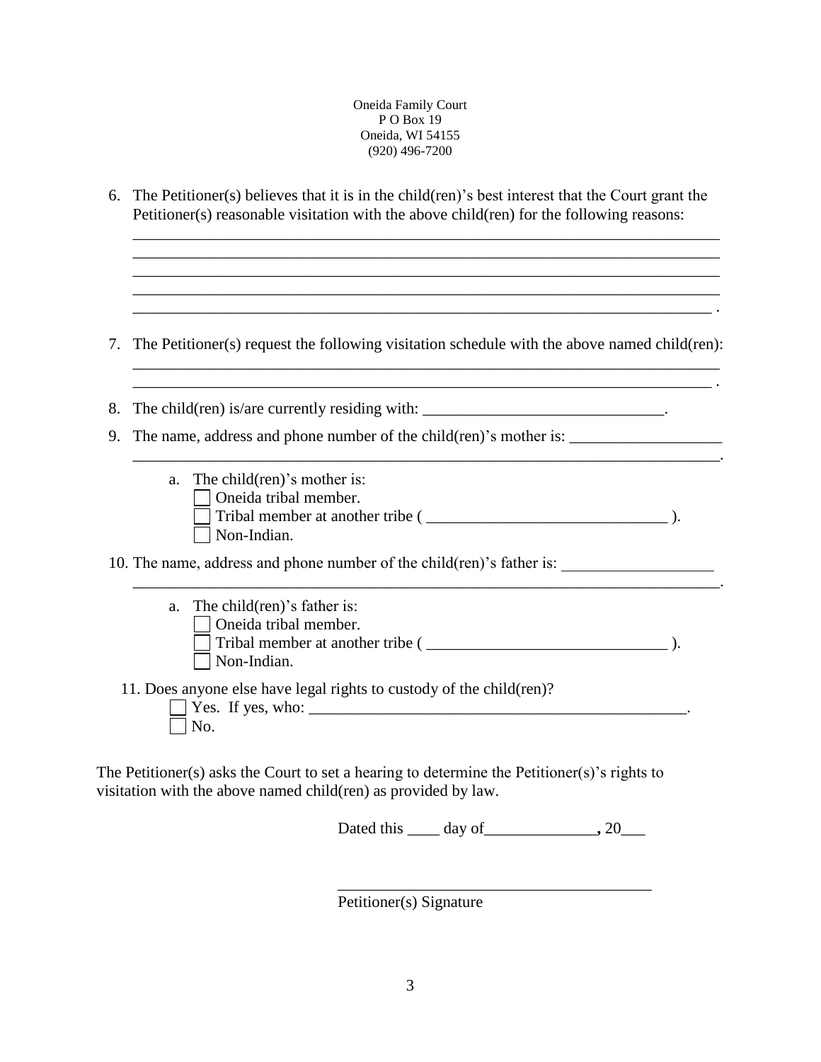Oneida Family Court
P O Box 19
Oneida, WI 54155
(920) 496-7200

6. The Petitioner(s) believes that it is in the child(ren)'s best interest that the Court grant the Petitioner(s) reasonable visitation with the above child(ren) for the following reasons:
   ________________________________________________________________________
   ________________________________________________________________________
   ________________________________________________________________________
   ________________________________________________________________________
   ________________________________________________________________________ .

7. The Petitioner(s) request the following visitation schedule with the above named child(ren):
   ________________________________________________________________________
   ________________________________________________________________________ .

8. The child(ren) is/are currently residing with: ______________________________.

9. The name, address and phone number of the child(ren)'s mother is: __________________
   ________________________________________________________________________.

   a. The child(ren)'s mother is:
      ☐ Oneida tribal member.
      ☐ Tribal member at another tribe ( ______________________________ ).
      ☐ Non-Indian.

10. The name, address and phone number of the child(ren)'s father is: __________________
    ________________________________________________________________________.

    a. The child(ren)'s father is:
       ☐ Oneida tribal member.
       ☐ Tribal member at another tribe ( ______________________________ ).
       ☐ Non-Indian.

11. Does anyone else have legal rights to custody of the child(ren)?
    ☐ Yes. If yes, who: ________________________________________________.
    ☐ No.

The Petitioner(s) asks the Court to set a hearing to determine the Petitioner(s)'s rights to visitation with the above named child(ren) as provided by law.

Dated this ____ day of______________, 20___

________________________________________
Petitioner(s) Signature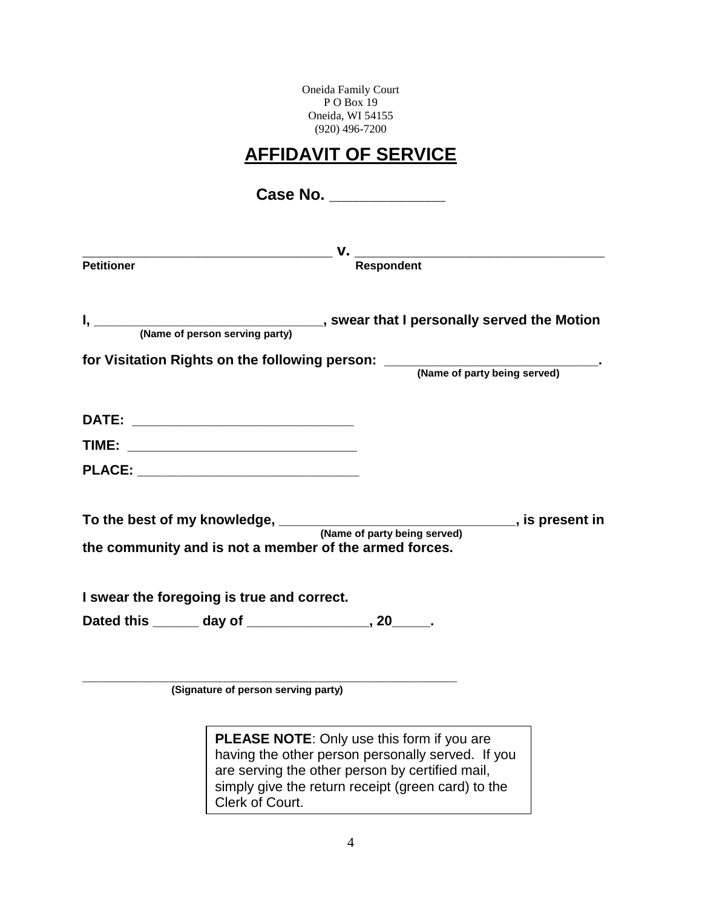Oneida Family Court
P O Box 19
Oneida, WI 54155
(920) 496-7200

# AFFIDAVIT OF SERVICE

**Case No. _____________**

___________________________________ **v.** ___________________________________

**Petitioner** **Respondent**

**I, ______________________________, swear that I personally served the Motion**
**(Name of person serving party)**

**for Visitation Rights on the following person: ____________________________.**
**(Name of party being served)**

**DATE: _____________________________**

**TIME: _____________________________**

**PLACE: _____________________________**

**To the best of my knowledge, ______________________________, is present in**
**(Name of party being served)**
**the community and is not a member of the armed forces.**

**I swear the foregoing is true and correct.**

**Dated this ______ day of _______________, 20_____.**

_____________________________________________________
**(Signature of person serving party)**

> **PLEASE NOTE**: Only use this form if you are having the other person personally served. If you are serving the other person by certified mail, simply give the return receipt (green card) to the Clerk of Court.